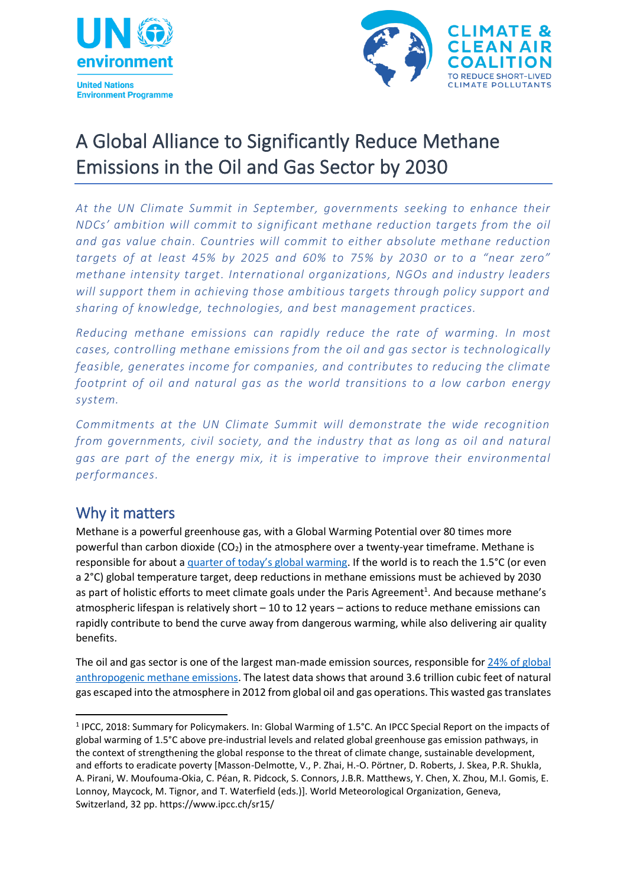# A Global Alliance to Significantly Reduce Methane Emissions in the Oil and Gas Sector by 2030

*At the UN Climate Summit in September, governments seeking to enhance their NDCs' ambition will commit to significant methane reduction targets from the oil and gas value chain. Countries will commit to either absolute methane reduction targets of at least 45% by 2025 and 60% to 75% by 2030 or to a "near zero" methane intensity target. International organizations, NGOs and industry leaders will support them in achieving those ambitious targets through policy support and sharing of knowledge, technologies, and best management practices.*

*Reducing methane emissions can rapidly reduce the rate of warming. In most cases, controlling methane emissions from the oil and gas sector is technologically feasible, generates income for companies, and contributes to reducing the climate footprint of oil and natural gas as the world transitions to a low carbon energy system.*

*Commitments at the UN Climate Summit will demonstrate the wide recognition from governments, civil society, and the industry that as long as oil and natural gas are part of the energy mix, it is imperative to improve their environmental performances.*

## Why it matters

Methane is a powerful greenhouse gas, with a Global Warming Potential over 80 times more powerful than carbon dioxide ($CO_2$) in the atmosphere over a twenty-year timeframe. Methane is responsible for about a quarter of today's global warming. If the world is to reach the 1.5°C (or even a 2°C) global temperature target, deep reductions in methane emissions must be achieved by 2030 as part of holistic efforts to meet climate goals under the Paris Agreement[1]. And because methane's atmospheric lifespan is relatively short – 10 to 12 years – actions to reduce methane emissions can rapidly contribute to bend the curve away from dangerous warming, while also delivering air quality benefits.

The oil and gas sector is one of the largest man-made emission sources, responsible for 24% of global anthropogenic methane emissions. The latest data shows that around 3.6 trillion cubic feet of natural gas escaped into the atmosphere in 2012 from global oil and gas operations. This wasted gas translates

[1] IPCC, 2018: Summary for Policymakers. In: Global Warming of 1.5°C. An IPCC Special Report on the impacts of global warming of 1.5°C above pre-industrial levels and related global greenhouse gas emission pathways, in the context of strengthening the global response to the threat of climate change, sustainable development, and efforts to eradicate poverty [Masson-Delmotte, V., P. Zhai, H.-O. Pörtner, D. Roberts, J. Skea, P.R. Shukla, A. Pirani, W. Moufouma-Okia, C. Péan, R. Pidcock, S. Connors, J.B.R. Matthews, Y. Chen, X. Zhou, M.I. Gomis, E. Lonnoy, Maycock, M. Tignor, and T. Waterfield (eds.)]. World Meteorological Organization, Geneva, Switzerland, 32 pp. https://www.ipcc.ch/sr15/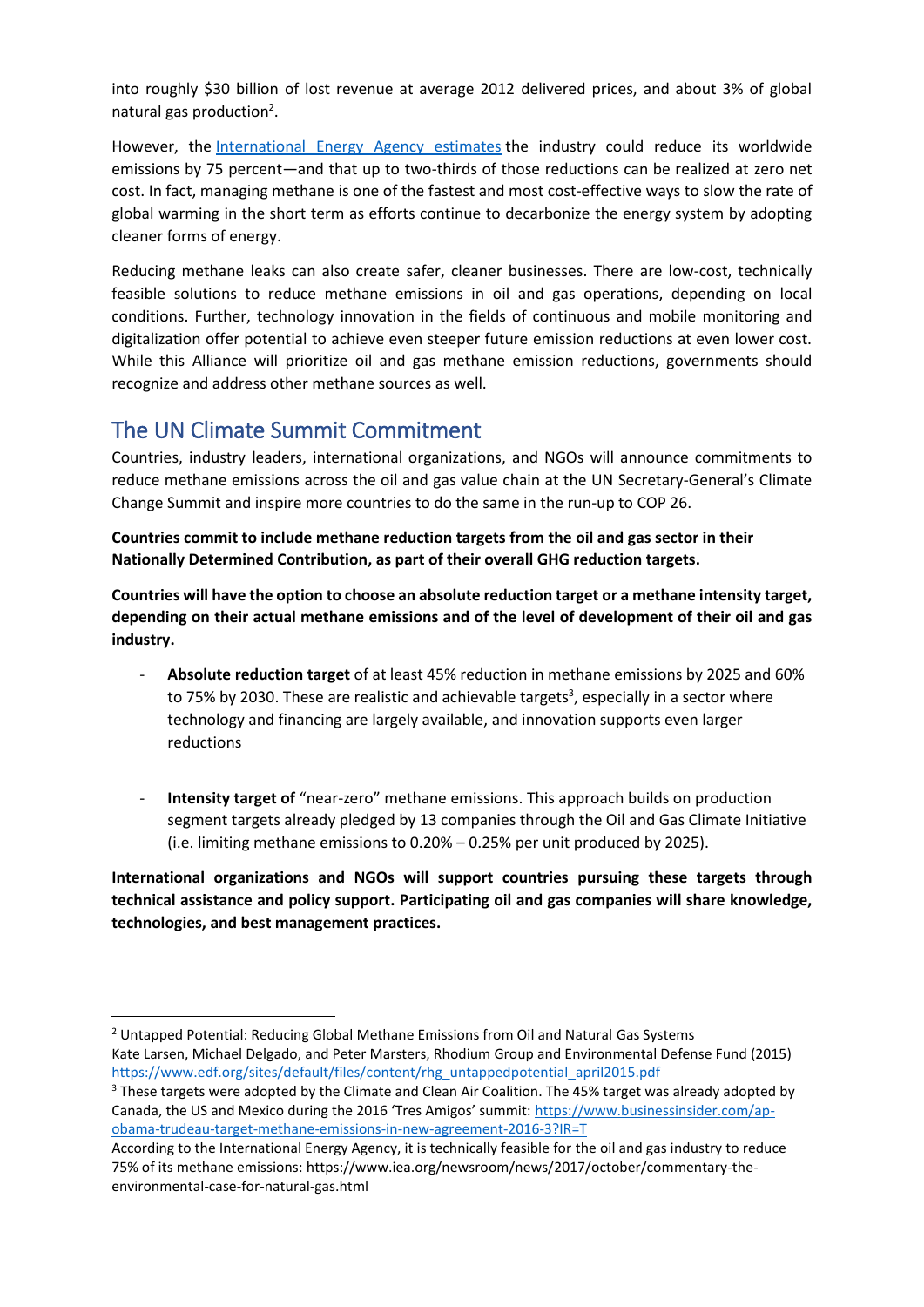into roughly $30 billion of lost revenue at average 2012 delivered prices, and about 3% of global natural gas production[2].

However, the [International Energy Agency estimates](https://www.iea.org) the industry could reduce its worldwide emissions by 75 percent—and that up to two-thirds of those reductions can be realized at zero net cost. In fact, managing methane is one of the fastest and most cost-effective ways to slow the rate of global warming in the short term as efforts continue to decarbonize the energy system by adopting cleaner forms of energy.

Reducing methane leaks can also create safer, cleaner businesses. There are low-cost, technically feasible solutions to reduce methane emissions in oil and gas operations, depending on local conditions. Further, technology innovation in the fields of continuous and mobile monitoring and digitalization offer potential to achieve even steeper future emission reductions at even lower cost. While this Alliance will prioritize oil and gas methane emission reductions, governments should recognize and address other methane sources as well.

## The UN Climate Summit Commitment

Countries, industry leaders, international organizations, and NGOs will announce commitments to reduce methane emissions across the oil and gas value chain at the UN Secretary-General's Climate Change Summit and inspire more countries to do the same in the run-up to COP 26.

**Countries commit to include methane reduction targets from the oil and gas sector in their Nationally Determined Contribution, as part of their overall GHG reduction targets.**

**Countries will have the option to choose an absolute reduction target or a methane intensity target, depending on their actual methane emissions and of the level of development of their oil and gas industry.**

- **Absolute reduction target** of at least 45% reduction in methane emissions by 2025 and 60% to 75% by 2030. These are realistic and achievable targets[3], especially in a sector where technology and financing are largely available, and innovation supports even larger reductions

- **Intensity target of** "near-zero" methane emissions. This approach builds on production segment targets already pledged by 13 companies through the Oil and Gas Climate Initiative (i.e. limiting methane emissions to 0.20% – 0.25% per unit produced by 2025).

**International organizations and NGOs will support countries pursuing these targets through technical assistance and policy support. Participating oil and gas companies will share knowledge, technologies, and best management practices.**

---

[2] Untapped Potential: Reducing Global Methane Emissions from Oil and Natural Gas Systems
Kate Larsen, Michael Delgado, and Peter Marsters, Rhodium Group and Environmental Defense Fund (2015)
[https://www.edf.org/sites/default/files/content/rhg_untappedpotential_april2015.pdf](https://www.edf.org/sites/default/files/content/rhg_untappedpotential_april2015.pdf)

[3] These targets were adopted by the Climate and Clean Air Coalition. The 45% target was already adopted by Canada, the US and Mexico during the 2016 'Tres Amigos' summit: [https://www.businessinsider.com/ap-obama-trudeau-target-methane-emissions-in-new-agreement-2016-3?IR=T](https://www.businessinsider.com/ap-obama-trudeau-target-methane-emissions-in-new-agreement-2016-3?IR=T)
According to the International Energy Agency, it is technically feasible for the oil and gas industry to reduce 75% of its methane emissions: https://www.iea.org/newsroom/news/2017/october/commentary-the-environmental-case-for-natural-gas.html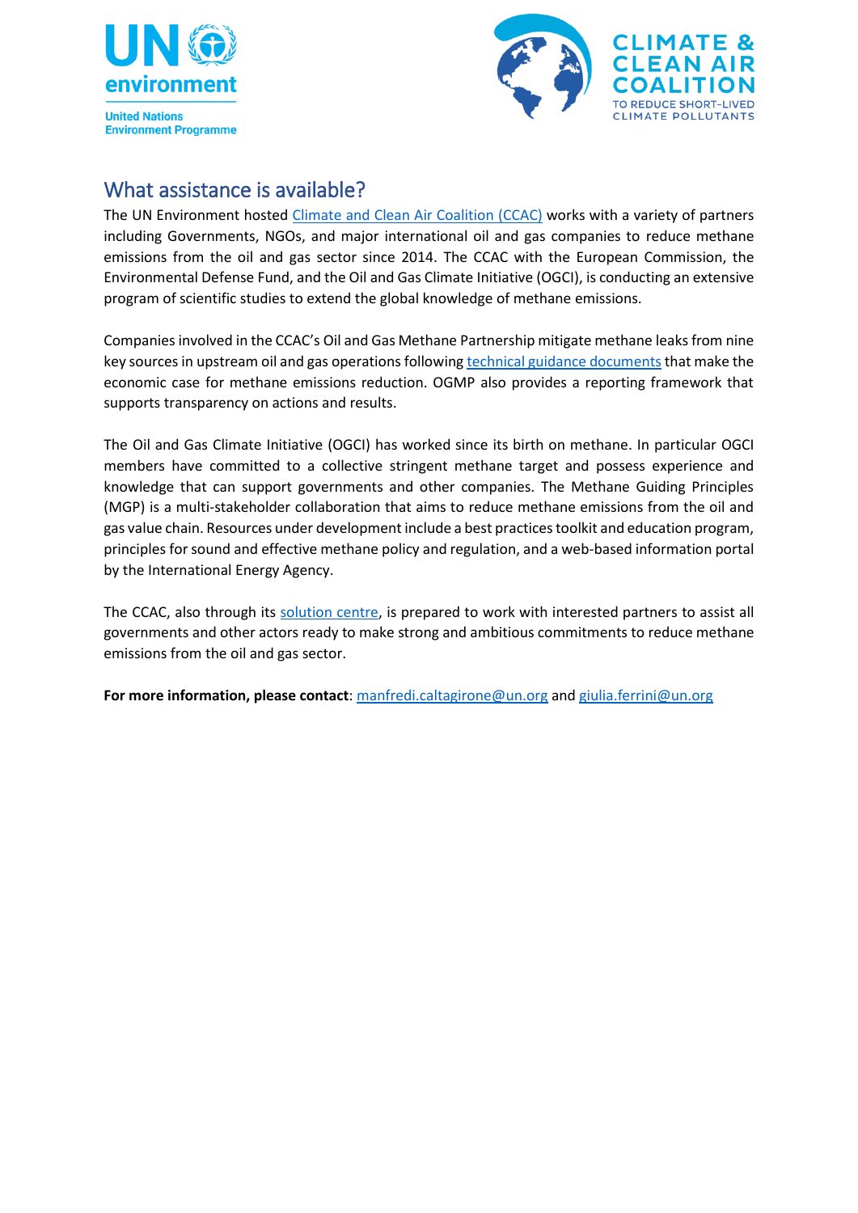## What assistance is available?

The UN Environment hosted [Climate and Clean Air Coalition (CCAC)](#) works with a variety of partners including Governments, NGOs, and major international oil and gas companies to reduce methane emissions from the oil and gas sector since 2014. The CCAC with the European Commission, the Environmental Defense Fund, and the Oil and Gas Climate Initiative (OGCI), is conducting an extensive program of scientific studies to extend the global knowledge of methane emissions.

Companies involved in the CCAC's Oil and Gas Methane Partnership mitigate methane leaks from nine key sources in upstream oil and gas operations following [technical guidance documents](#) that make the economic case for methane emissions reduction. OGMP also provides a reporting framework that supports transparency on actions and results.

The Oil and Gas Climate Initiative (OGCI) has worked since its birth on methane. In particular OGCI members have committed to a collective stringent methane target and possess experience and knowledge that can support governments and other companies. The Methane Guiding Principles (MGP) is a multi-stakeholder collaboration that aims to reduce methane emissions from the oil and gas value chain. Resources under development include a best practices toolkit and education program, principles for sound and effective methane policy and regulation, and a web-based information portal by the International Energy Agency.

The CCAC, also through its [solution centre](#), is prepared to work with interested partners to assist all governments and other actors ready to make strong and ambitious commitments to reduce methane emissions from the oil and gas sector.

**For more information, please contact**: manfredi.caltagirone@un.org and giulia.ferrini@un.org